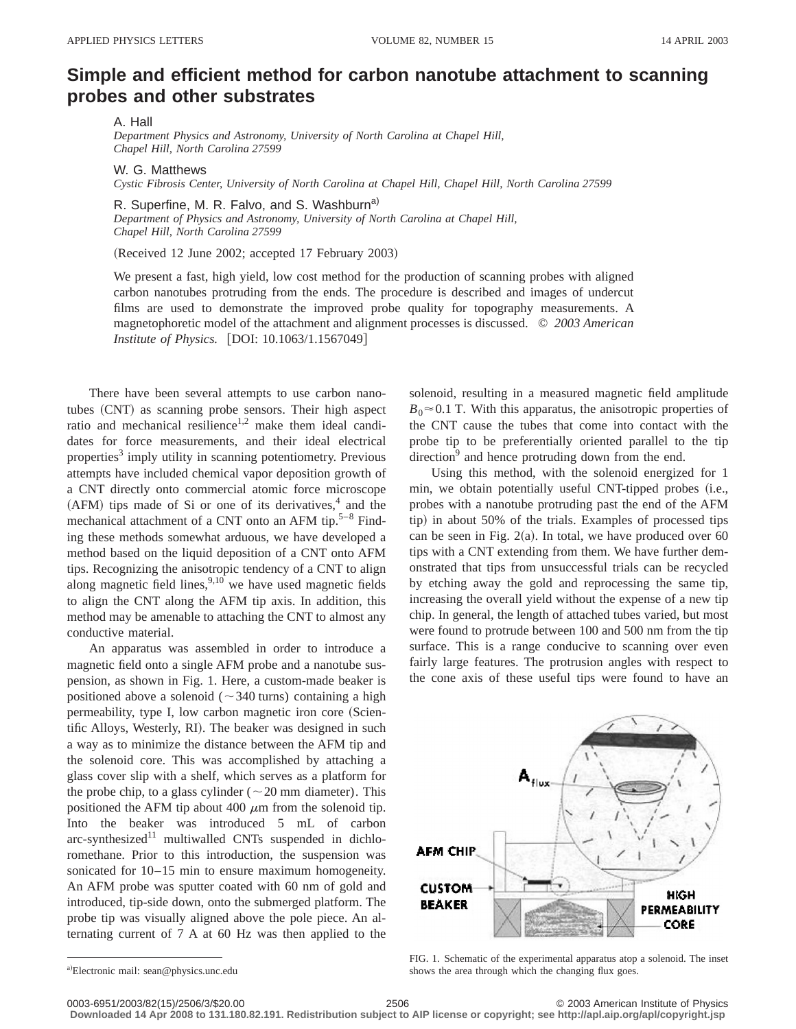# Simple and efficient method for carbon nanotube attachment to scanning probes and other substrates

A. Hall
*Department Physics and Astronomy, University of North Carolina at Chapel Hill, Chapel Hill, North Carolina 27599*

W. G. Matthews
*Cystic Fibrosis Center, University of North Carolina at Chapel Hill, Chapel Hill, North Carolina 27599*

R. Superfine, M. R. Falvo, and S. Washburn[a)]
*Department of Physics and Astronomy, University of North Carolina at Chapel Hill, Chapel Hill, North Carolina 27599*

(Received 12 June 2002; accepted 17 February 2003)

We present a fast, high yield, low cost method for the production of scanning probes with aligned carbon nanotubes protruding from the ends. The procedure is described and images of undercut films are used to demonstrate the improved probe quality for topography measurements. A magnetophoretic model of the attachment and alignment processes is discussed. *© 2003 American Institute of Physics.* [DOI: 10.1063/1.1567049]

There have been several attempts to use carbon nanotubes (CNT) as scanning probe sensors. Their high aspect ratio and mechanical resilience[1,2] make them ideal candidates for force measurements, and their ideal electrical properties[3] imply utility in scanning potentiometry. Previous attempts have included chemical vapor deposition growth of a CNT directly onto commercial atomic force microscope (AFM) tips made of Si or one of its derivatives,[4] and the mechanical attachment of a CNT onto an AFM tip.[5–8] Finding these methods somewhat arduous, we have developed a method based on the liquid deposition of a CNT onto AFM tips. Recognizing the anisotropic tendency of a CNT to align along magnetic field lines,[9,10] we have used magnetic fields to align the CNT along the AFM tip axis. In addition, this method may be amenable to attaching the CNT to almost any conductive material.

An apparatus was assembled in order to introduce a magnetic field onto a single AFM probe and a nanotube suspension, as shown in Fig. 1. Here, a custom-made beaker is positioned above a solenoid (~340 turns) containing a high permeability, type I, low carbon magnetic iron core (Scientific Alloys, Westerly, RI). The beaker was designed in such a way as to minimize the distance between the AFM tip and the solenoid core. This was accomplished by attaching a glass cover slip with a shelf, which serves as a platform for the probe chip, to a glass cylinder (~20 mm diameter). This positioned the AFM tip about 400 μm from the solenoid tip. Into the beaker was introduced 5 mL of carbon arc-synthesized[11] multiwalled CNTs suspended in dichloromethane. Prior to this introduction, the suspension was sonicated for 10–15 min to ensure maximum homogeneity. An AFM probe was sputter coated with 60 nm of gold and introduced, tip-side down, onto the submerged platform. The probe tip was visually aligned above the pole piece. An alternating current of 7 A at 60 Hz was then applied to the solenoid, resulting in a measured magnetic field amplitude $B_0 \approx 0.1$ T. With this apparatus, the anisotropic properties of the CNT cause the tubes that come into contact with the probe tip to be preferentially oriented parallel to the tip direction[9] and hence protruding down from the end.

Using this method, with the solenoid energized for 1 min, we obtain potentially useful CNT-tipped probes (i.e., probes with a nanotube protruding past the end of the AFM tip) in about 50% of the trials. Examples of processed tips can be seen in Fig. 2(a). In total, we have produced over 60 tips with a CNT extending from them. We have further demonstrated that tips from unsuccessful trials can be recycled by etching away the gold and reprocessing the same tip, increasing the overall yield without the expense of a new tip chip. In general, the length of attached tubes varied, but most were found to protrude between 100 and 500 nm from the tip surface. This is a range conducive to scanning over even fairly large features. The protrusion angles with respect to the cone axis of these useful tips were found to have an

FIG. 1. Schematic of the experimental apparatus atop a solenoid. The inset shows the area through which the changing flux goes.

[a)]Electronic mail: sean@physics.unc.edu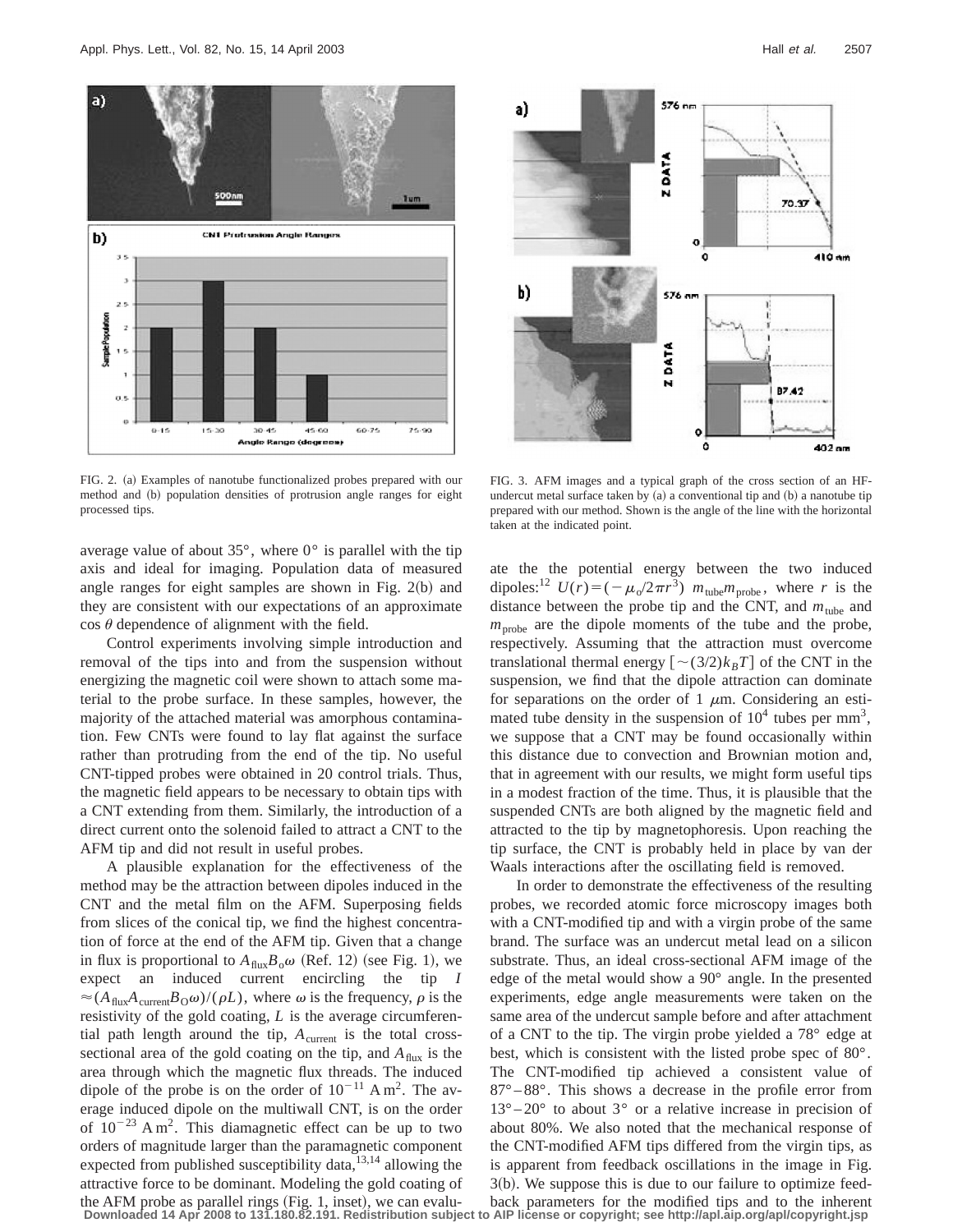FIG. 2. (a) Examples of nanotube functionalized probes prepared with our method and (b) population densities of protrusion angle ranges for eight processed tips.

FIG. 3. AFM images and a typical graph of the cross section of an HF-undercut metal surface taken by (a) a conventional tip and (b) a nanotube tip prepared with our method. Shown is the angle of the line with the horizontal taken at the indicated point.

average value of about 35°, where 0° is parallel with the tip axis and ideal for imaging. Population data of measured angle ranges for eight samples are shown in Fig. 2(b) and they are consistent with our expectations of an approximate $\cos\theta$ dependence of alignment with the field.

Control experiments involving simple introduction and removal of the tips into and from the suspension without energizing the magnetic coil were shown to attach some material to the probe surface. In these samples, however, the majority of the attached material was amorphous contamination. Few CNTs were found to lay flat against the surface rather than protruding from the end of the tip. No useful CNT-tipped probes were obtained in 20 control trials. Thus, the magnetic field appears to be necessary to obtain tips with a CNT extending from them. Similarly, the introduction of a direct current onto the solenoid failed to attract a CNT to the AFM tip and did not result in useful probes.

A plausible explanation for the effectiveness of the method may be the attraction between dipoles induced in the CNT and the metal film on the AFM. Superposing fields from slices of the conical tip, we find the highest concentration of force at the end of the AFM tip. Given that a change in flux is proportional to $A_{\text{flux}}B_{\text{o}}\omega$ (Ref. 12) (see Fig. 1), we expect an induced current encircling the tip $I \approx (A_{\text{flux}}A_{\text{current}}B_{\text{O}}\omega)/(\rho L)$, where $\omega$ is the frequency, $\rho$ is the resistivity of the gold coating, $L$ is the average circumferential path length around the tip, $A_{\text{current}}$ is the total cross-sectional area of the gold coating on the tip, and $A_{\text{flux}}$ is the area through which the magnetic flux threads. The induced dipole of the probe is on the order of $10^{-11}$ A m$^2$. The average induced dipole on the multiwall CNT, is on the order of $10^{-23}$ A m$^2$. This diamagnetic effect can be up to two orders of magnitude larger than the paramagnetic component expected from published susceptibility data,[13,14] allowing the attractive force to be dominant. Modeling the gold coating of the AFM probe as parallel rings (Fig. 1, inset), we can evaluate the the potential energy between the two induced dipoles:[12] $U(r) = (-\mu_o/2\pi r^3)\ m_{\text{tube}}m_{\text{probe}}$, where $r$ is the distance between the probe tip and the CNT, and $m_{\text{tube}}$ and $m_{\text{probe}}$ are the dipole moments of the tube and the probe, respectively. Assuming that the attraction must overcome translational thermal energy $[\sim(3/2)k_BT]$ of the CNT in the suspension, we find that the dipole attraction can dominate for separations on the order of 1 $\mu$m. Considering an estimated tube density in the suspension of $10^4$ tubes per mm$^3$, we suppose that a CNT may be found occasionally within this distance due to convection and Brownian motion and, that in agreement with our results, we might form useful tips in a modest fraction of the time. Thus, it is plausible that the suspended CNTs are both aligned by the magnetic field and attracted to the tip by magnetophoresis. Upon reaching the tip surface, the CNT is probably held in place by van der Waals interactions after the oscillating field is removed.

In order to demonstrate the effectiveness of the resulting probes, we recorded atomic force microscopy images both with a CNT-modified tip and with a virgin probe of the same brand. The surface was an undercut metal lead on a silicon substrate. Thus, an ideal cross-sectional AFM image of the edge of the metal would show a 90° angle. In the presented experiments, edge angle measurements were taken on the same area of the undercut sample before and after attachment of a CNT to the tip. The virgin probe yielded a 78° edge at best, which is consistent with the listed probe spec of 80°. The CNT-modified tip achieved a consistent value of 87°–88°. This shows a decrease in the profile error from 13°–20° to about 3° or a relative increase in precision of about 80%. We also noted that the mechanical response of the CNT-modified AFM tips differed from the virgin tips, as is apparent from feedback oscillations in the image in Fig. 3(b). We suppose this is due to our failure to optimize feedback parameters for the modified tips and to the inherent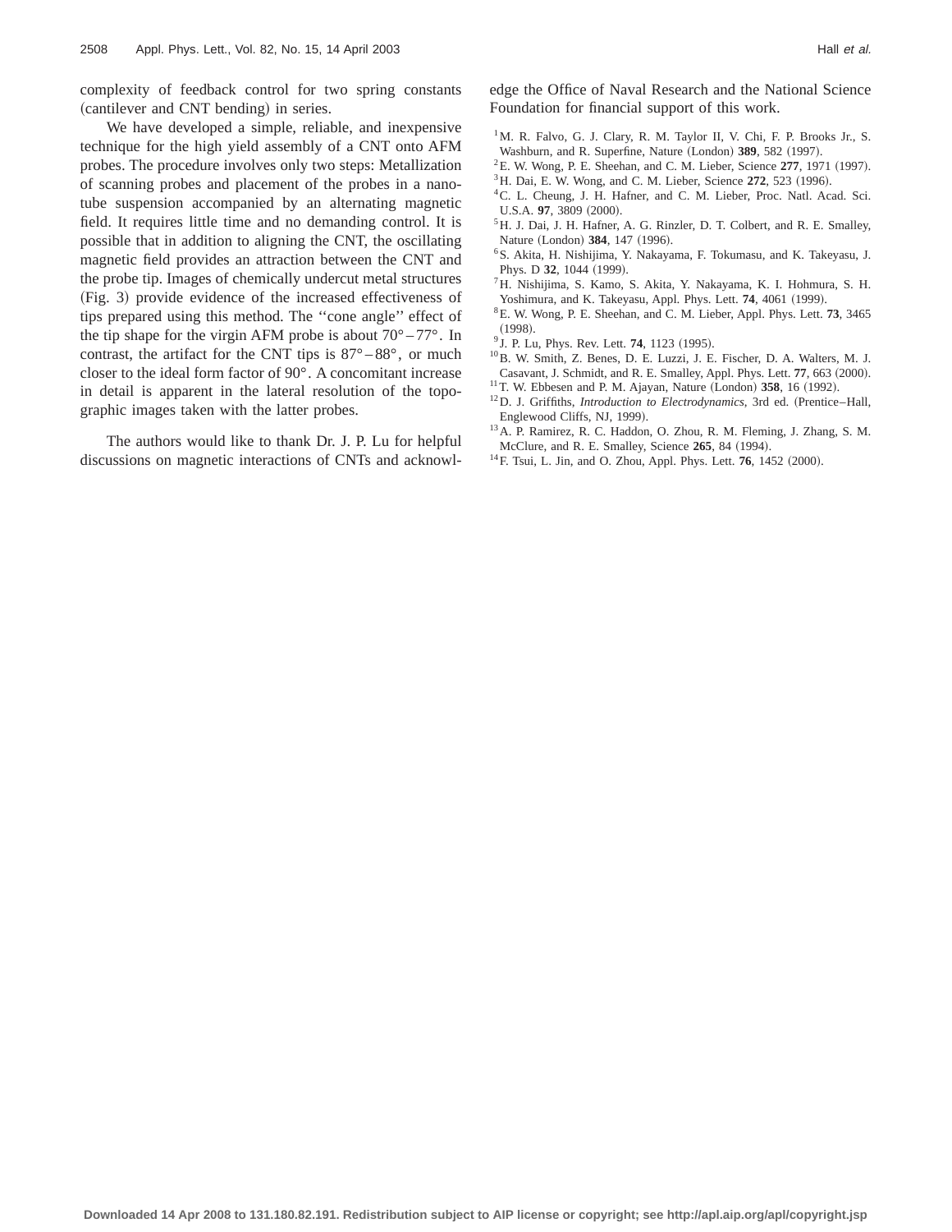complexity of feedback control for two spring constants (cantilever and CNT bending) in series.

We have developed a simple, reliable, and inexpensive technique for the high yield assembly of a CNT onto AFM probes. The procedure involves only two steps: Metallization of scanning probes and placement of the probes in a nanotube suspension accompanied by an alternating magnetic field. It requires little time and no demanding control. It is possible that in addition to aligning the CNT, the oscillating magnetic field provides an attraction between the CNT and the probe tip. Images of chemically undercut metal structures (Fig. 3) provide evidence of the increased effectiveness of tips prepared using this method. The ''cone angle'' effect of the tip shape for the virgin AFM probe is about 70°–77°. In contrast, the artifact for the CNT tips is 87°–88°, or much closer to the ideal form factor of 90°. A concomitant increase in detail is apparent in the lateral resolution of the topographic images taken with the latter probes.

The authors would like to thank Dr. J. P. Lu for helpful discussions on magnetic interactions of CNTs and acknowledge the Office of Naval Research and the National Science Foundation for financial support of this work.

[1] M. R. Falvo, G. J. Clary, R. M. Taylor II, V. Chi, F. P. Brooks Jr., S. Washburn, and R. Superfine, Nature (London) **389**, 582 (1997).
[2] E. W. Wong, P. E. Sheehan, and C. M. Lieber, Science **277**, 1971 (1997).
[3] H. Dai, E. W. Wong, and C. M. Lieber, Science **272**, 523 (1996).
[4] C. L. Cheung, J. H. Hafner, and C. M. Lieber, Proc. Natl. Acad. Sci. U.S.A. **97**, 3809 (2000).
[5] H. J. Dai, J. H. Hafner, A. G. Rinzler, D. T. Colbert, and R. E. Smalley, Nature (London) **384**, 147 (1996).
[6] S. Akita, H. Nishijima, Y. Nakayama, F. Tokumasu, and K. Takeyasu, J. Phys. D **32**, 1044 (1999).
[7] H. Nishijima, S. Kamo, S. Akita, Y. Nakayama, K. I. Hohmura, S. H. Yoshimura, and K. Takeyasu, Appl. Phys. Lett. **74**, 4061 (1999).
[8] E. W. Wong, P. E. Sheehan, and C. M. Lieber, Appl. Phys. Lett. **73**, 3465 (1998).
[9] J. P. Lu, Phys. Rev. Lett. **74**, 1123 (1995).
[10] B. W. Smith, Z. Benes, D. E. Luzzi, J. E. Fischer, D. A. Walters, M. J. Casavant, J. Schmidt, and R. E. Smalley, Appl. Phys. Lett. **77**, 663 (2000).
[11] T. W. Ebbesen and P. M. Ajayan, Nature (London) **358**, 16 (1992).
[12] D. J. Griffiths, *Introduction to Electrodynamics*, 3rd ed. (Prentice–Hall, Englewood Cliffs, NJ, 1999).
[13] A. P. Ramirez, R. C. Haddon, O. Zhou, R. M. Fleming, J. Zhang, S. M. McClure, and R. E. Smalley, Science **265**, 84 (1994).
[14] F. Tsui, L. Jin, and O. Zhou, Appl. Phys. Lett. **76**, 1452 (2000).